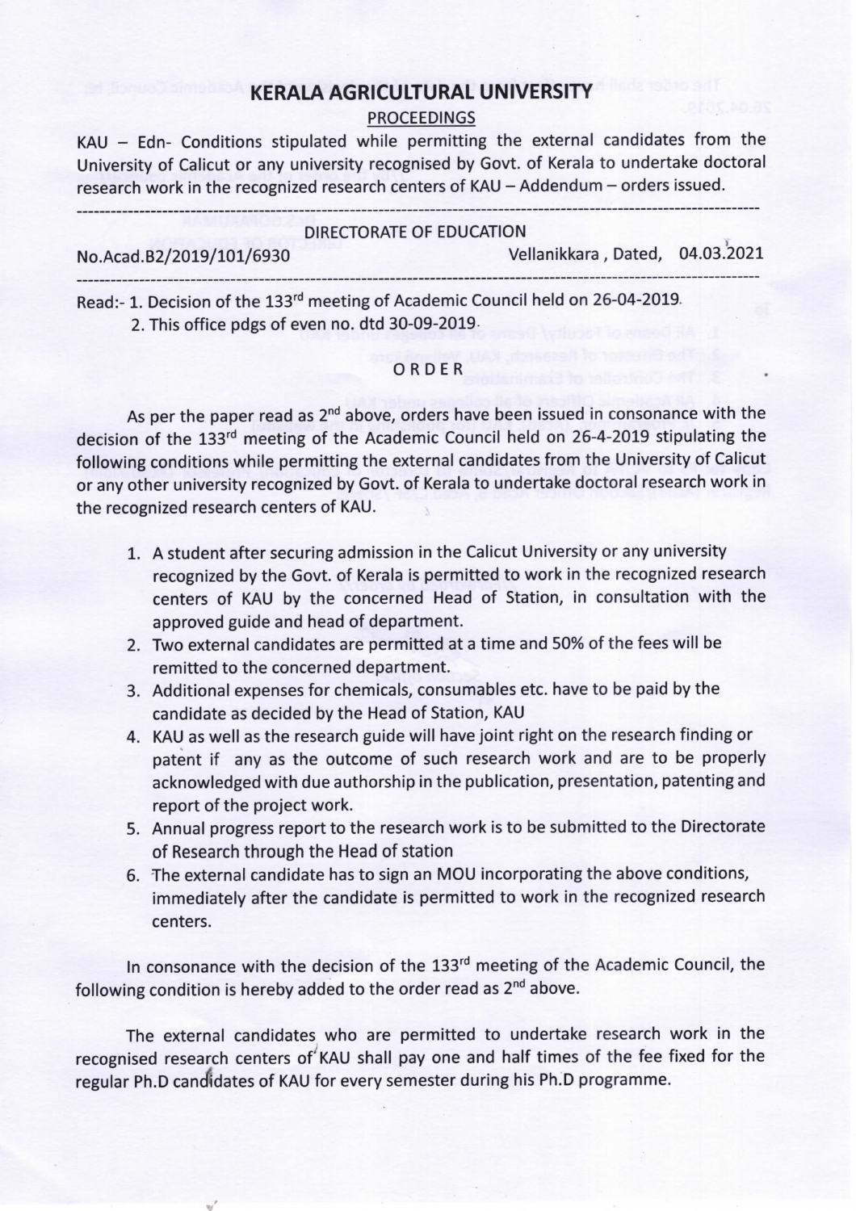# KERALA AGRICULTURAL UNIVERSITY

## PROCEEDINGS

KAU – Edn- Conditions stipulated while permitting the external candidates from the University of Calicut or any university recognised by Govt. of Kerala to undertake doctoral research work in the recognized research centers of KAU – Addendum – orders issued.

---

DIRECTORATE OF EDUCATION

No.Acad.B2/2019/101/6930 Vellanikkara , Dated, 04.03.2021

---

Read:- 1. Decision of the 133rd meeting of Academic Council held on 26-04-2019.

2. This office pdgs of even no. dtd 30-09-2019.

### ORDER

As per the paper read as 2nd above, orders have been issued in consonance with the decision of the 133rd meeting of the Academic Council held on 26-4-2019 stipulating the following conditions while permitting the external candidates from the University of Calicut or any other university recognized by Govt. of Kerala to undertake doctoral research work in the recognized research centers of KAU.

1. A student after securing admission in the Calicut University or any university recognized by the Govt. of Kerala is permitted to work in the recognized research centers of KAU by the concerned Head of Station, in consultation with the approved guide and head of department.
2. Two external candidates are permitted at a time and 50% of the fees will be remitted to the concerned department.
3. Additional expenses for chemicals, consumables etc. have to be paid by the candidate as decided by the Head of Station, KAU
4. KAU as well as the research guide will have joint right on the research finding or patent if any as the outcome of such research work and are to be properly acknowledged with due authorship in the publication, presentation, patenting and report of the project work.
5. Annual progress report to the research work is to be submitted to the Directorate of Research through the Head of station
6. The external candidate has to sign an MOU incorporating the above conditions, immediately after the candidate is permitted to work in the recognized research centers.

In consonance with the decision of the 133rd meeting of the Academic Council, the following condition is hereby added to the order read as 2nd above.

The external candidates who are permitted to undertake research work in the recognised research centers of KAU shall pay one and half times of the fee fixed for the regular Ph.D candidates of KAU for every semester during his Ph.D programme.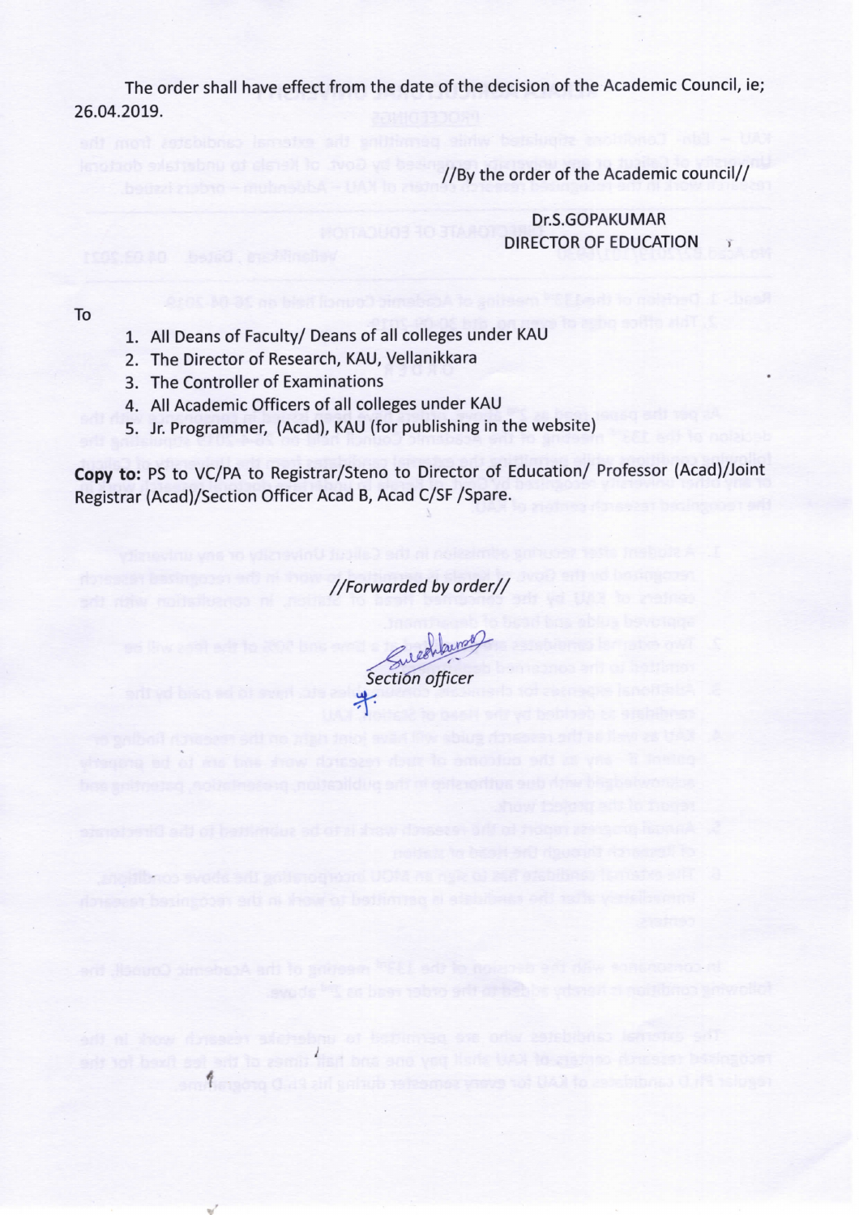The order shall have effect from the date of the decision of the Academic Council, ie; 26.04.2019.

//By the order of the Academic council//

Dr.S.GOPAKUMAR
DIRECTOR OF EDUCATION

To

1. All Deans of Faculty/ Deans of all colleges under KAU
2. The Director of Research, KAU, Vellanikkara
3. The Controller of Examinations
4. All Academic Officers of all colleges under KAU
5. Jr. Programmer, (Acad), KAU (for publishing in the website)

**Copy to:** PS to VC/PA to Registrar/Steno to Director of Education/ Professor (Acad)/Joint Registrar (Acad)/Section Officer Acad B, Acad C/SF /Spare.

*//Forwarded by order//*

*Section officer*